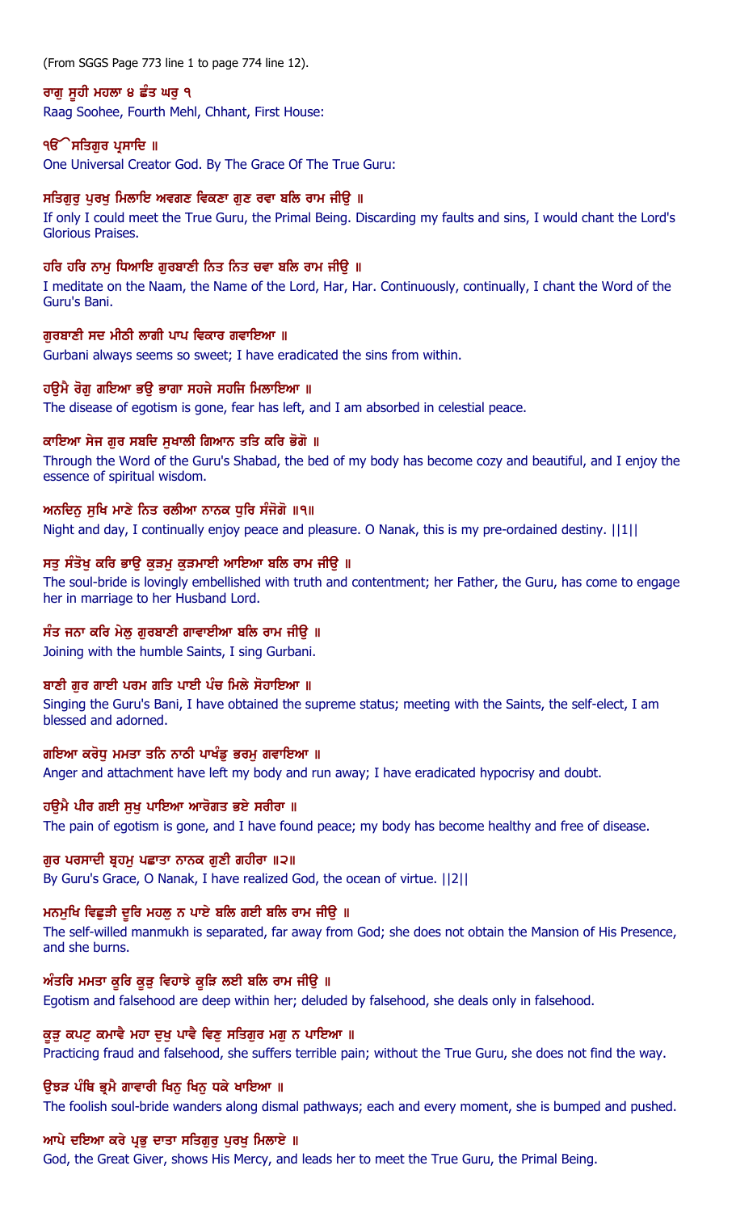(From SGGS Page 773 line 1 to page 774 line 12).

ਰਾਗੁ ਸੂਹੀ ਮਹਲਾ ੪ ਛੰਤ ਘਰੁ ੧

Raag Soohee, Fourth Mehl, Chhant, First House:

ੴ ਸਤਿਗੁਰ ਪ੍ਰਸਾਦਿ ॥

One Universal Creator God. By The Grace Of The True Guru:

ਸਤਿਗੁਰੁ ਪੁਰਖੁ ਮਿਲਾਇ ਅਵਗਣ ਵਿਕਣਾ ਗੁਣ ਰਵਾ ਬਲਿ ਰਾਮ ਜੀਉ ॥

If only I could meet the True Guru, the Primal Being. Discarding my faults and sins, I would chant the Lord's Glorious Praises.

ਹਰਿ ਹਰਿ ਨਾਮੁ ਧਿਆਇ ਗੁਰਬਾਣੀ ਨਿਤ ਨਿਤ ਚਵਾ ਬਲਿ ਰਾਮ ਜੀਉ ॥

I meditate on the Naam, the Name of the Lord, Har, Har. Continuously, continually, I chant the Word of the Guru's Bani.

ਗੁਰਬਾਣੀ ਸਦ ਮੀਠੀ ਲਾਗੀ ਪਾਪ ਵਿਕਾਰ ਗਵਾਇਆ ॥

Gurbani always seems so sweet; I have eradicated the sins from within.

ਹਉਮੈ ਰੋਗੁ ਗਇਆ ਭਉ ਭਾਗਾ ਸਹਜੇ ਸਹਜਿ ਮਿਲਾਇਆ ॥

The disease of egotism is gone, fear has left, and I am absorbed in celestial peace.

ਕਾਇਆ ਸੇਜ ਗੁਰ ਸਬਦਿ ਸੁਖਾਲੀ ਗਿਆਨ ਤਤਿ ਕਰਿ ਭੋਗੋ ॥

Through the Word of the Guru's Shabad, the bed of my body has become cozy and beautiful, and I enjoy the essence of spiritual wisdom.

ਅਨਦਿਨੁ ਸੁਖਿ ਮਾਣੇ ਨਿਤ ਰਲੀਆ ਨਾਨਕ ਧੁਰਿ ਸੰਜੋਗੋ ॥੧॥

Night and day, I continually enjoy peace and pleasure. O Nanak, this is my pre-ordained destiny. ||1||

ਸਤੁ ਸੰਤੋਖੁ ਕਰਿ ਭਾਉ ਕੁੜਮੁ ਕੁੜਮਾਈ ਆਇਆ ਬਲਿ ਰਾਮ ਜੀਉ ॥

The soul-bride is lovingly embellished with truth and contentment; her Father, the Guru, has come to engage her in marriage to her Husband Lord.

ਸੰਤ ਜਨਾ ਕਰਿ ਮੇਲੁ ਗੁਰਬਾਣੀ ਗਾਵਾਈਆ ਬਲਿ ਰਾਮ ਜੀਉ ॥

Joining with the humble Saints, I sing Gurbani.

ਬਾਣੀ ਗੁਰ ਗਾਈ ਪਰਮ ਗਤਿ ਪਾਈ ਪੰਚ ਮਿਲੇ ਸੋਹਾਇਆ ॥

Singing the Guru's Bani, I have obtained the supreme status; meeting with the Saints, the self-elect, I am blessed and adorned.

ਗਇਆ ਕਰੋਧੁ ਮਮਤਾ ਤਨਿ ਨਾਠੀ ਪਾਖੰਡੁ ਭਰਮੁ ਗਵਾਇਆ ॥

Anger and attachment have left my body and run away; I have eradicated hypocrisy and doubt.

ਹਉਮੈ ਪੀਰ ਗਈ ਸੁਖੁ ਪਾਇਆ ਆਰੋਗਤ ਭਏ ਸਰੀਰਾ ॥

The pain of egotism is gone, and I have found peace; my body has become healthy and free of disease.

ਗੁਰ ਪਰਸਾਦੀ ਬ੍ਰਹਮੁ ਪਛਾਤਾ ਨਾਨਕ ਗੁਣੀ ਗਹੀਰਾ ॥੨॥

By Guru's Grace, O Nanak, I have realized God, the ocean of virtue. ||2||

ਮਨਮੁਖਿ ਵਿਛੁੜੀ ਦੂਰਿ ਮਹਲੁ ਨ ਪਾਏ ਬਲਿ ਗਈ ਬਲਿ ਰਾਮ ਜੀਉ ॥

The self-willed manmukh is separated, far away from God; she does not obtain the Mansion of His Presence, and she burns.

ਅੰਤਰਿ ਮਮਤਾ ਕੂਰਿ ਕੂੜੁ ਵਿਹਾਝੇ ਕੂੜਿ ਲਈ ਬਲਿ ਰਾਮ ਜੀਉ ॥

Egotism and falsehood are deep within her; deluded by falsehood, she deals only in falsehood.

ਕੂੜੁ ਕਪਟੁ ਕਮਾਵੈ ਮਹਾ ਦੁਖੁ ਪਾਵੈ ਵਿਣੁ ਸਤਿਗੁਰ ਮਗੁ ਨ ਪਾਇਆ ॥

Practicing fraud and falsehood, she suffers terrible pain; without the True Guru, she does not find the way.

ਉਝੜ ਪੰਥਿ ਭ੍ਰਮੈ ਗਾਵਾਰੀ ਖਿਨੁ ਖਿਨੁ ਧਕੇ ਖਾਇਆ ॥

The foolish soul-bride wanders along dismal pathways; each and every moment, she is bumped and pushed.

ਆਪੇ ਦਇਆ ਕਰੇ ਪ੍ਰਭੁ ਦਾਤਾ ਸਤਿਗੁਰੁ ਪੁਰਖੁ ਮਿਲਾਏ ॥

God, the Great Giver, shows His Mercy, and leads her to meet the True Guru, the Primal Being.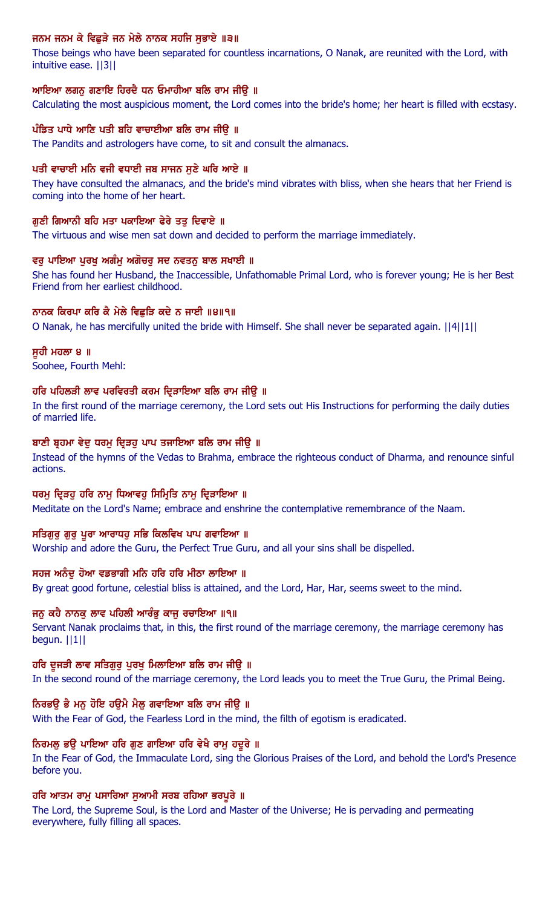ਜਨਮ ਜਨਮ ਕੇ ਵਿਛੁੜੇ ਜਨ ਮੇਲੇ ਨਾਨਕ ਸਹਜਿ ਸੁਭਾਏ ॥੩॥

Those beings who have been separated for countless incarnations, O Nanak, are reunited with the Lord, with intuitive ease. ||3||

ਆਇਆ ਲਗਨੁ ਗਣਾਇ ਹਿਰਦੈ ਧਨ ਓਮਾਹੀਆ ਬਲਿ ਰਾਮ ਜੀਉ ॥

Calculating the most auspicious moment, the Lord comes into the bride's home; her heart is filled with ecstasy.

ਪੰਡਿਤ ਪਾਧੇ ਆਣਿ ਪਤੀ ਬਹਿ ਵਾਚਾਈਆ ਬਲਿ ਰਾਮ ਜੀਉ ॥

The Pandits and astrologers have come, to sit and consult the almanacs.

ਪਤੀ ਵਾਚਾਈ ਮਨਿ ਵਜੀ ਵਧਾਈ ਜਬ ਸਾਜਨ ਸੁਣੇ ਘਰਿ ਆਏ ॥

They have consulted the almanacs, and the bride's mind vibrates with bliss, when she hears that her Friend is coming into the home of her heart.

ਗੁਣੀ ਗਿਆਨੀ ਬਹਿ ਮਤਾ ਪਕਾਇਆ ਫੇਰੇ ਤਤੁ ਦਿਵਾਏ ॥

The virtuous and wise men sat down and decided to perform the marriage immediately.

ਵਰੁ ਪਾਇਆ ਪੁਰਖੁ ਅਗੰਮੁ ਅਗੋਚਰੁ ਸਦ ਨਵਤਨੁ ਬਾਲ ਸਖਾਈ ॥

She has found her Husband, the Inaccessible, Unfathomable Primal Lord, who is forever young; He is her Best Friend from her earliest childhood.

ਨਾਨਕ ਕਿਰਪਾ ਕਰਿ ਕੈ ਮੇਲੇ ਵਿਛੁੜਿ ਕਦੇ ਨ ਜਾਈ ॥੪॥੧॥

O Nanak, he has mercifully united the bride with Himself. She shall never be separated again. ||4||1||

ਸੂਹੀ ਮਹਲਾ ੪ ॥

Soohee, Fourth Mehl:

ਹਰਿ ਪਹਿਲੜੀ ਲਾਵ ਪਰਵਿਰਤੀ ਕਰਮ ਦ੍ਰਿੜਾਇਆ ਬਲਿ ਰਾਮ ਜੀਉ ॥

In the first round of the marriage ceremony, the Lord sets out His Instructions for performing the daily duties of married life.

ਬਾਣੀ ਬ੍ਰਹਮਾ ਵੇਦੁ ਧਰਮੁ ਦ੍ਰਿੜਹੁ ਪਾਪ ਤਜਾਇਆ ਬਲਿ ਰਾਮ ਜੀਉ ॥

Instead of the hymns of the Vedas to Brahma, embrace the righteous conduct of Dharma, and renounce sinful actions.

ਧਰਮੁ ਦ੍ਰਿੜਹੁ ਹਰਿ ਨਾਮੁ ਧਿਆਵਹੁ ਸਿਮ੍ਰਿਤਿ ਨਾਮੁ ਦ੍ਰਿੜਾਇਆ ॥

Meditate on the Lord's Name; embrace and enshrine the contemplative remembrance of the Naam.

ਸਤਿਗੁਰੁ ਗੁਰੁ ਪੂਰਾ ਆਰਾਧਹੁ ਸਭਿ ਕਿਲਵਿਖ ਪਾਪ ਗਵਾਇਆ ॥

Worship and adore the Guru, the Perfect True Guru, and all your sins shall be dispelled.

ਸਹਜ ਅਨੰਦੁ ਹੋਆ ਵਡਭਾਗੀ ਮਨਿ ਹਰਿ ਹਰਿ ਮੀਠਾ ਲਾਇਆ ॥

By great good fortune, celestial bliss is attained, and the Lord, Har, Har, seems sweet to the mind.

ਜਨੁ ਕਹੈ ਨਾਨਕੁ ਲਾਵ ਪਹਿਲੀ ਆਰੰਭੁ ਕਾਜੁ ਰਚਾਇਆ ॥੧॥

Servant Nanak proclaims that, in this, the first round of the marriage ceremony, the marriage ceremony has begun. ||1||

ਹਰਿ ਦੂਜੜੀ ਲਾਵ ਸਤਿਗੁਰੁ ਪੁਰਖੁ ਮਿਲਾਇਆ ਬਲਿ ਰਾਮ ਜੀਉ ॥

In the second round of the marriage ceremony, the Lord leads you to meet the True Guru, the Primal Being.

ਨਿਰਭਉ ਭੈ ਮਨੁ ਹੋਇ ਹਉਮੈ ਮੈਲੁ ਗਵਾਇਆ ਬਲਿ ਰਾਮ ਜੀਉ ॥

With the Fear of God, the Fearless Lord in the mind, the filth of egotism is eradicated.

ਨਿਰਮਲੁ ਭਉ ਪਾਇਆ ਹਰਿ ਗੁਣ ਗਾਇਆ ਹਰਿ ਵੇਖੈ ਰਾਮੁ ਹਦੂਰੇ ॥

In the Fear of God, the Immaculate Lord, sing the Glorious Praises of the Lord, and behold the Lord's Presence before you.

ਹਰਿ ਆਤਮ ਰਾਮੁ ਪਸਾਰਿਆ ਸੁਆਮੀ ਸਰਬ ਰਹਿਆ ਭਰਪੂਰੇ ॥

The Lord, the Supreme Soul, is the Lord and Master of the Universe; He is pervading and permeating everywhere, fully filling all spaces.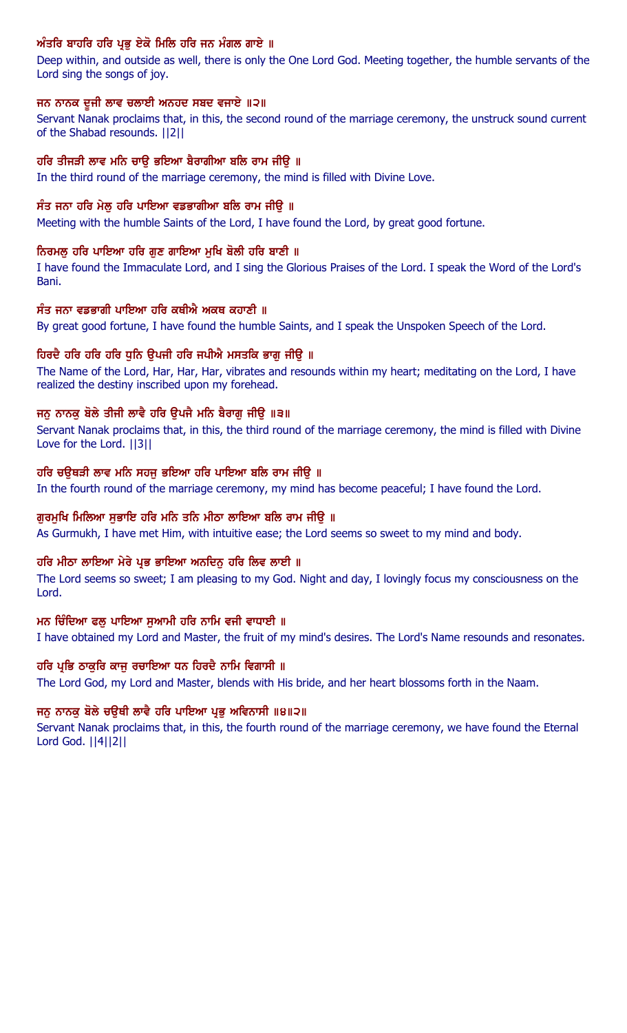**ਅੰਤਰਿ ਬਾਹਰਿ ਹਰਿ ਪ੍ਰਭੁ ਏਕੋ ਮਿਲਿ ਹਰਿ ਜਨ ਮੰਗਲ ਗਾਏ ॥**

Deep within, and outside as well, there is only the One Lord God. Meeting together, the humble servants of the Lord sing the songs of joy.

**ਜਨ ਨਾਨਕ ਦੂਜੀ ਲਾਵ ਚਲਾਈ ਅਨਹਦ ਸਬਦ ਵਜਾਏ ॥੨॥**

Servant Nanak proclaims that, in this, the second round of the marriage ceremony, the unstruck sound current of the Shabad resounds. ||2||

**ਹਰਿ ਤੀਜੜੀ ਲਾਵ ਮਨਿ ਚਾਉ ਭਇਆ ਬੈਰਾਗੀਆ ਬਲਿ ਰਾਮ ਜੀਉ ॥**

In the third round of the marriage ceremony, the mind is filled with Divine Love.

**ਸੰਤ ਜਨਾ ਹਰਿ ਮੇਲੁ ਹਰਿ ਪਾਇਆ ਵਡਭਾਗੀਆ ਬਲਿ ਰਾਮ ਜੀਉ ॥**

Meeting with the humble Saints of the Lord, I have found the Lord, by great good fortune.

**ਨਿਰਮਲੁ ਹਰਿ ਪਾਇਆ ਹਰਿ ਗੁਣ ਗਾਇਆ ਮੁਖਿ ਬੋਲੀ ਹਰਿ ਬਾਣੀ ॥**

I have found the Immaculate Lord, and I sing the Glorious Praises of the Lord. I speak the Word of the Lord's Bani.

**ਸੰਤ ਜਨਾ ਵਡਭਾਗੀ ਪਾਇਆ ਹਰਿ ਕਥੀਐ ਅਕਥ ਕਹਾਣੀ ॥**

By great good fortune, I have found the humble Saints, and I speak the Unspoken Speech of the Lord.

**ਹਿਰਦੈ ਹਰਿ ਹਰਿ ਹਰਿ ਧੁਨਿ ਉਪਜੀ ਹਰਿ ਜਪੀਐ ਮਸਤਕਿ ਭਾਗੁ ਜੀਉ ॥**

The Name of the Lord, Har, Har, Har, vibrates and resounds within my heart; meditating on the Lord, I have realized the destiny inscribed upon my forehead.

**ਜਨੁ ਨਾਨਕੁ ਬੋਲੇ ਤੀਜੀ ਲਾਵੈ ਹਰਿ ਉਪਜੈ ਮਨਿ ਬੈਰਾਗੁ ਜੀਉ ॥੩॥**

Servant Nanak proclaims that, in this, the third round of the marriage ceremony, the mind is filled with Divine Love for the Lord. ||3||

**ਹਰਿ ਚਉਥੜੀ ਲਾਵ ਮਨਿ ਸਹਜੁ ਭਇਆ ਹਰਿ ਪਾਇਆ ਬਲਿ ਰਾਮ ਜੀਉ ॥**

In the fourth round of the marriage ceremony, my mind has become peaceful; I have found the Lord.

**ਗੁਰਮੁਖਿ ਮਿਲਿਆ ਸੁਭਾਇ ਹਰਿ ਮਨਿ ਤਨਿ ਮੀਠਾ ਲਾਇਆ ਬਲਿ ਰਾਮ ਜੀਉ ॥**

As Gurmukh, I have met Him, with intuitive ease; the Lord seems so sweet to my mind and body.

**ਹਰਿ ਮੀਠਾ ਲਾਇਆ ਮੇਰੇ ਪ੍ਰਭ ਭਾਇਆ ਅਨਦਿਨੁ ਹਰਿ ਲਿਵ ਲਾਈ ॥**

The Lord seems so sweet; I am pleasing to my God. Night and day, I lovingly focus my consciousness on the Lord.

**ਮਨ ਚਿੰਦਿਆ ਫਲੁ ਪਾਇਆ ਸੁਆਮੀ ਹਰਿ ਨਾਮਿ ਵਜੀ ਵਾਧਾਈ ॥**

I have obtained my Lord and Master, the fruit of my mind's desires. The Lord's Name resounds and resonates.

**ਹਰਿ ਪ੍ਰਭਿ ਠਾਕੁਰਿ ਕਾਜੁ ਰਚਾਇਆ ਧਨ ਹਿਰਦੈ ਨਾਮਿ ਵਿਗਾਸੀ ॥**

The Lord God, my Lord and Master, blends with His bride, and her heart blossoms forth in the Naam.

**ਜਨੁ ਨਾਨਕੁ ਬੋਲੇ ਚਉਥੀ ਲਾਵੈ ਹਰਿ ਪਾਇਆ ਪ੍ਰਭੁ ਅਵਿਨਾਸੀ ॥੪॥੨॥**

Servant Nanak proclaims that, in this, the fourth round of the marriage ceremony, we have found the Eternal Lord God. ||4||2||